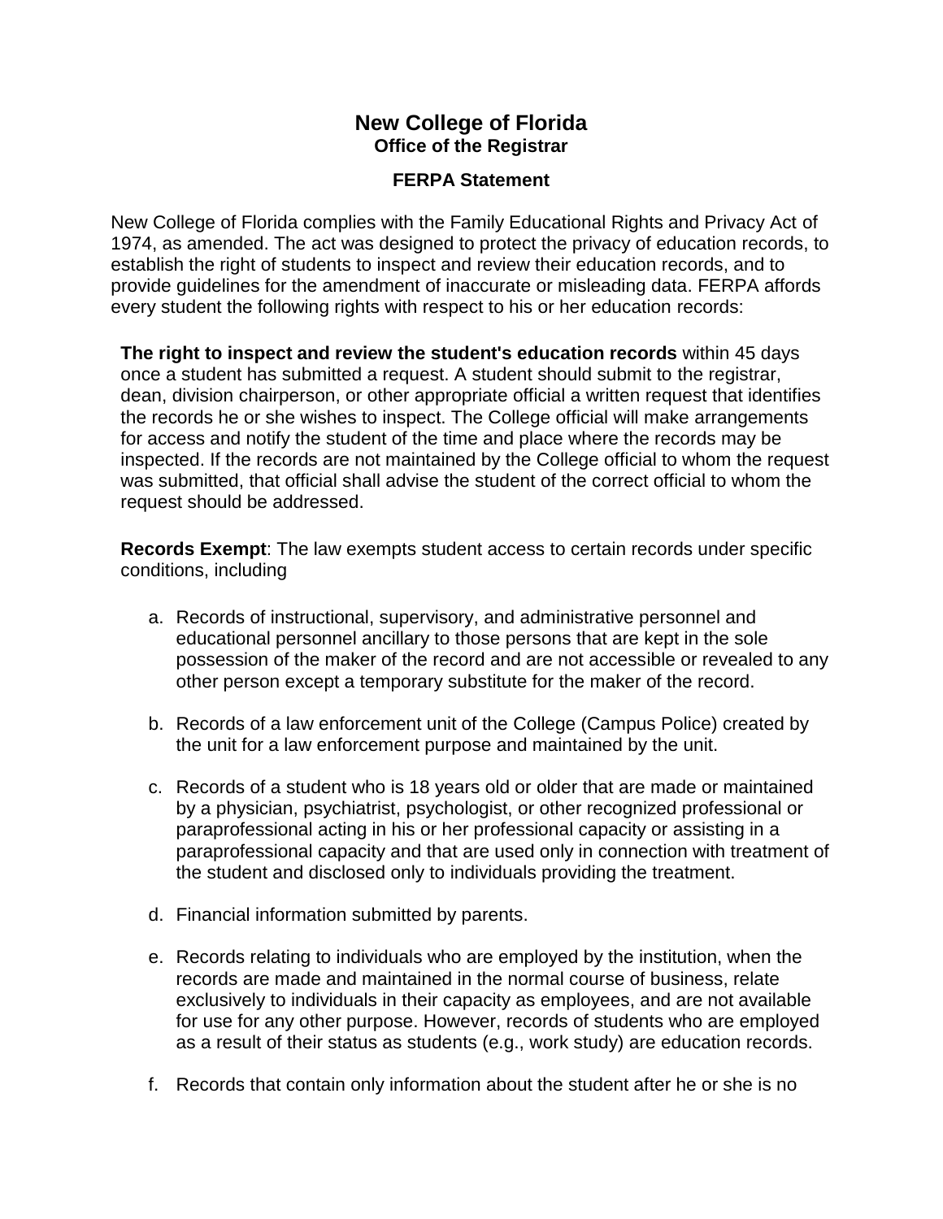# New College of Florida

## Office of the Registrar

### FERPA Statement

New College of Florida complies with the Family Educational Rights and Privacy Act of 1974, as amended. The act was designed to protect the privacy of education records, to establish the right of students to inspect and review their education records, and to provide guidelines for the amendment of inaccurate or misleading data. FERPA affords every student the following rights with respect to his or her education records:

**The right to inspect and review the student's education records** within 45 days once a student has submitted a request. A student should submit to the registrar, dean, division chairperson, or other appropriate official a written request that identifies the records he or she wishes to inspect. The College official will make arrangements for access and notify the student of the time and place where the records may be inspected. If the records are not maintained by the College official to whom the request was submitted, that official shall advise the student of the correct official to whom the request should be addressed.

**Records Exempt**: The law exempts student access to certain records under specific conditions, including

a. Records of instructional, supervisory, and administrative personnel and educational personnel ancillary to those persons that are kept in the sole possession of the maker of the record and are not accessible or revealed to any other person except a temporary substitute for the maker of the record.

b. Records of a law enforcement unit of the College (Campus Police) created by the unit for a law enforcement purpose and maintained by the unit.

c. Records of a student who is 18 years old or older that are made or maintained by a physician, psychiatrist, psychologist, or other recognized professional or paraprofessional acting in his or her professional capacity or assisting in a paraprofessional capacity and that are used only in connection with treatment of the student and disclosed only to individuals providing the treatment.

d. Financial information submitted by parents.

e. Records relating to individuals who are employed by the institution, when the records are made and maintained in the normal course of business, relate exclusively to individuals in their capacity as employees, and are not available for use for any other purpose. However, records of students who are employed as a result of their status as students (e.g., work study) are education records.

f. Records that contain only information about the student after he or she is no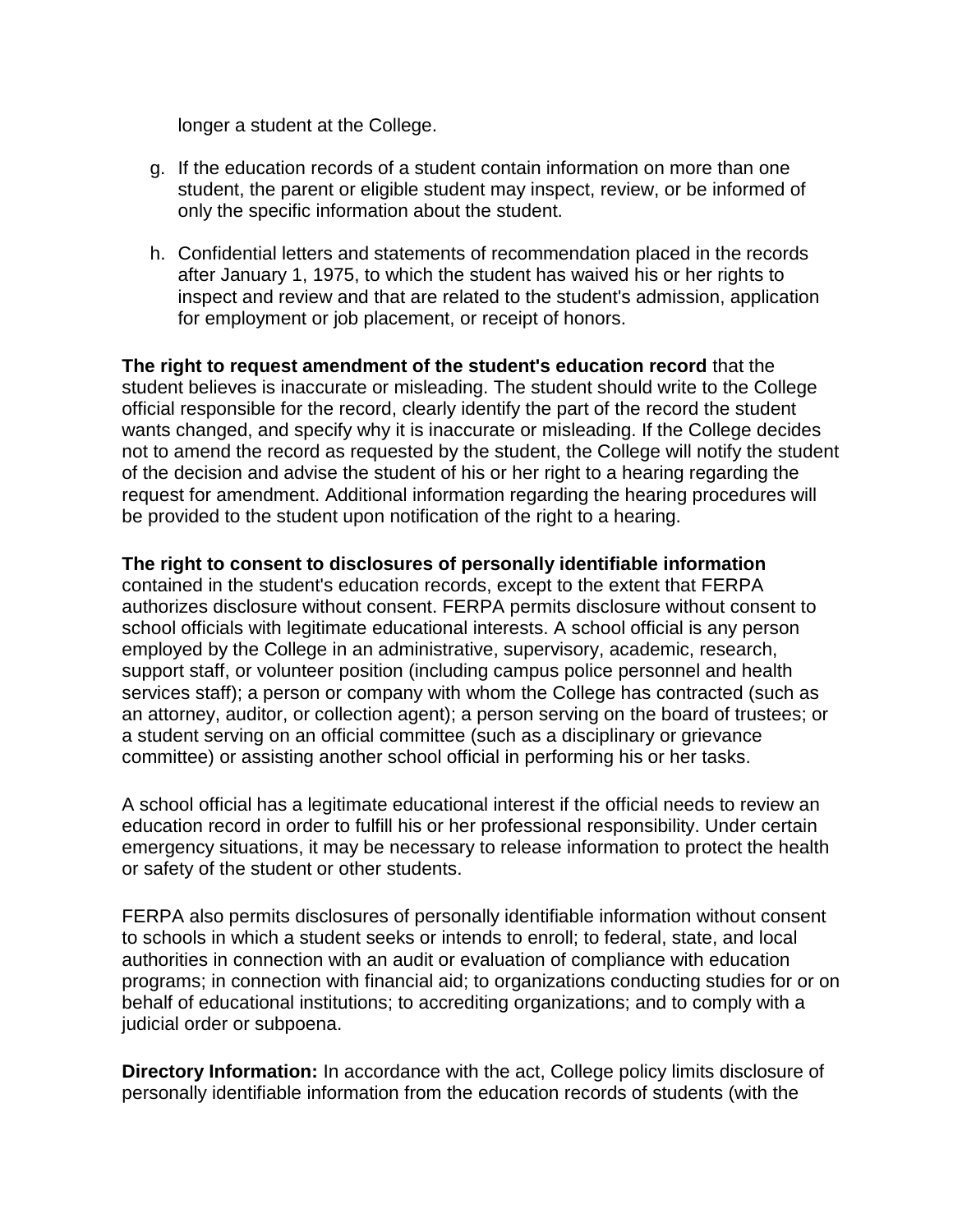longer a student at the College.

g. If the education records of a student contain information on more than one student, the parent or eligible student may inspect, review, or be informed of only the specific information about the student.

h. Confidential letters and statements of recommendation placed in the records after January 1, 1975, to which the student has waived his or her rights to inspect and review and that are related to the student's admission, application for employment or job placement, or receipt of honors.

**The right to request amendment of the student's education record** that the student believes is inaccurate or misleading. The student should write to the College official responsible for the record, clearly identify the part of the record the student wants changed, and specify why it is inaccurate or misleading. If the College decides not to amend the record as requested by the student, the College will notify the student of the decision and advise the student of his or her right to a hearing regarding the request for amendment. Additional information regarding the hearing procedures will be provided to the student upon notification of the right to a hearing.

**The right to consent to disclosures of personally identifiable information** contained in the student's education records, except to the extent that FERPA authorizes disclosure without consent. FERPA permits disclosure without consent to school officials with legitimate educational interests. A school official is any person employed by the College in an administrative, supervisory, academic, research, support staff, or volunteer position (including campus police personnel and health services staff); a person or company with whom the College has contracted (such as an attorney, auditor, or collection agent); a person serving on the board of trustees; or a student serving on an official committee (such as a disciplinary or grievance committee) or assisting another school official in performing his or her tasks.

A school official has a legitimate educational interest if the official needs to review an education record in order to fulfill his or her professional responsibility. Under certain emergency situations, it may be necessary to release information to protect the health or safety of the student or other students.

FERPA also permits disclosures of personally identifiable information without consent to schools in which a student seeks or intends to enroll; to federal, state, and local authorities in connection with an audit or evaluation of compliance with education programs; in connection with financial aid; to organizations conducting studies for or on behalf of educational institutions; to accrediting organizations; and to comply with a judicial order or subpoena.

**Directory Information:** In accordance with the act, College policy limits disclosure of personally identifiable information from the education records of students (with the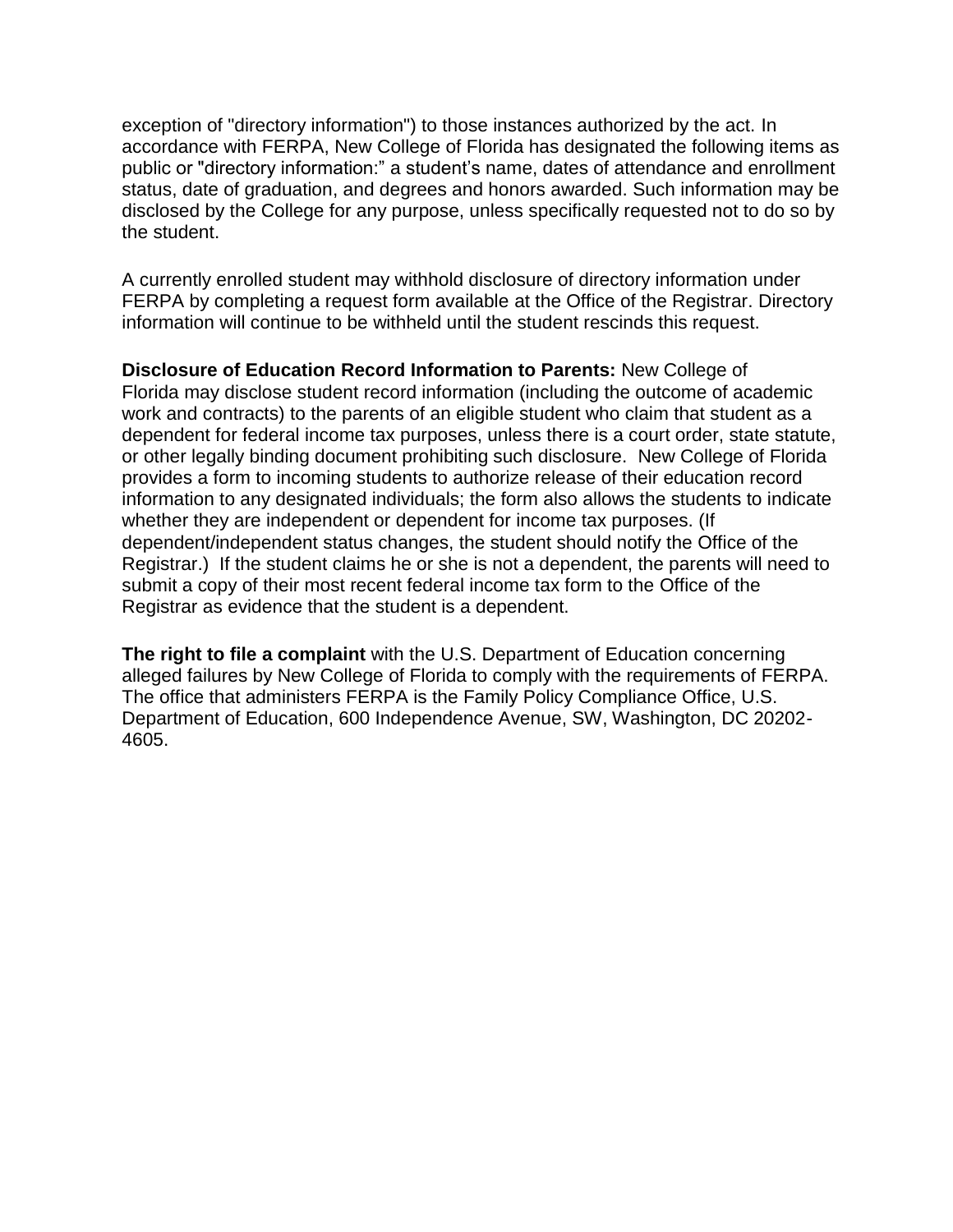exception of "directory information") to those instances authorized by the act. In accordance with FERPA, New College of Florida has designated the following items as public or "directory information:" a student's name, dates of attendance and enrollment status, date of graduation, and degrees and honors awarded. Such information may be disclosed by the College for any purpose, unless specifically requested not to do so by the student.

A currently enrolled student may withhold disclosure of directory information under FERPA by completing a request form available at the Office of the Registrar. Directory information will continue to be withheld until the student rescinds this request.

**Disclosure of Education Record Information to Parents:** New College of Florida may disclose student record information (including the outcome of academic work and contracts) to the parents of an eligible student who claim that student as a dependent for federal income tax purposes, unless there is a court order, state statute, or other legally binding document prohibiting such disclosure. New College of Florida provides a form to incoming students to authorize release of their education record information to any designated individuals; the form also allows the students to indicate whether they are independent or dependent for income tax purposes. (If dependent/independent status changes, the student should notify the Office of the Registrar.) If the student claims he or she is not a dependent, the parents will need to submit a copy of their most recent federal income tax form to the Office of the Registrar as evidence that the student is a dependent.

**The right to file a complaint** with the U.S. Department of Education concerning alleged failures by New College of Florida to comply with the requirements of FERPA. The office that administers FERPA is the Family Policy Compliance Office, U.S. Department of Education, 600 Independence Avenue, SW, Washington, DC 20202-4605.